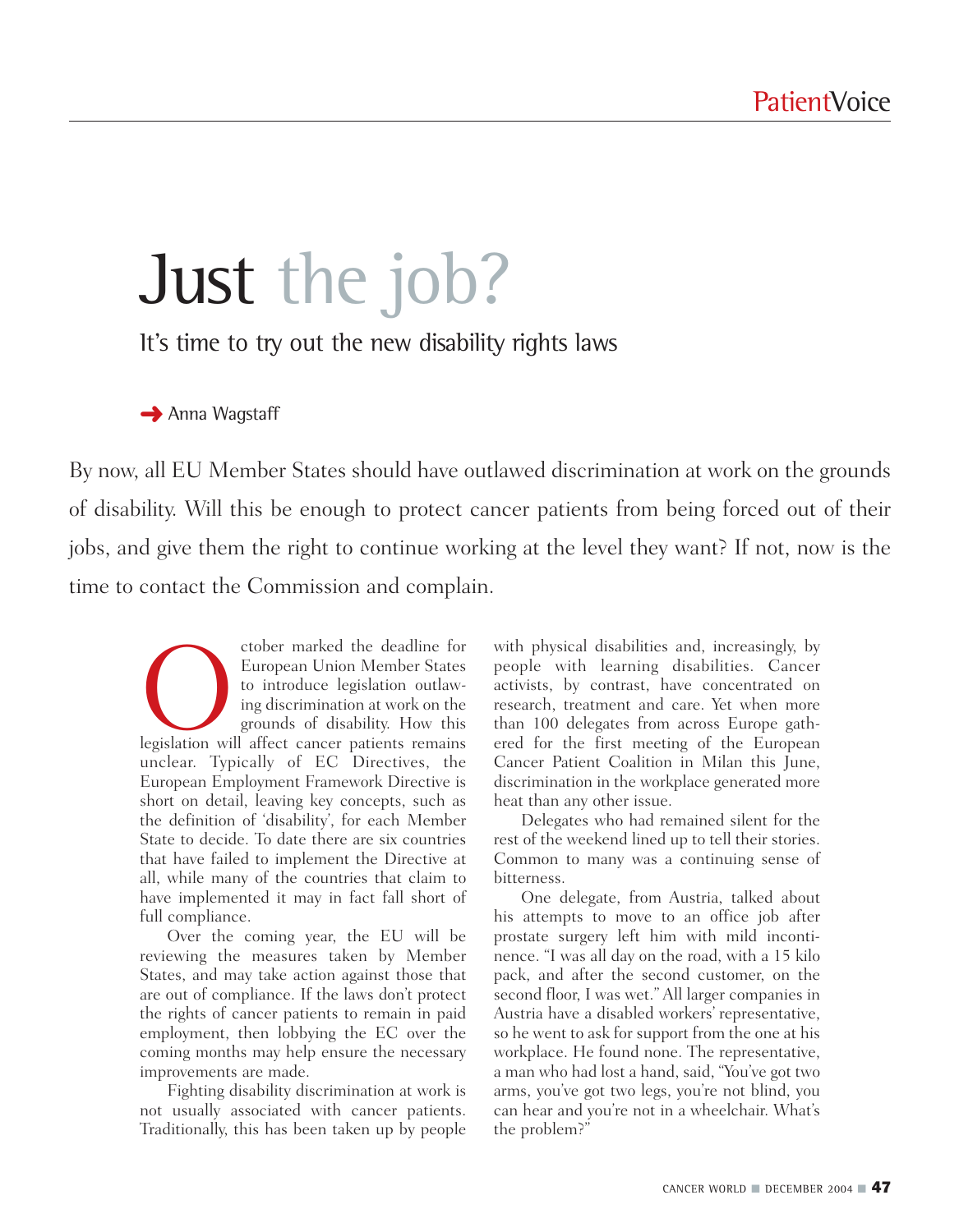# Just the job?

## It's time to try out the new disability rights laws

➜ Anna Wagstaff

By now, all EU Member States should have outlawed discrimination at work on the grounds of disability. Will this be enough to protect cancer patients from being forced out of their jobs, and give them the right to continue working at the level they want? If not, now is the time to contact the Commission and complain.

October marked the deadline for European Union Member States to introduce legislation outlawing discrimination at work on the grounds of disability. How this legislation will affect cancer patients remains unclear. Typically of EC Directives, the European Employment Framework Directive is short on detail, leaving key concepts, such as the definition of 'disability', for each Member State to decide. To date there are six countries that have failed to implement the Directive at all, while many of the countries that claim to have implemented it may in fact fall short of full compliance.

Over the coming year, the EU will be reviewing the measures taken by Member States, and may take action against those that are out of compliance. If the laws don't protect the rights of cancer patients to remain in paid employment, then lobbying the EC over the coming months may help ensure the necessary improvements are made.

Fighting disability discrimination at work is not usually associated with cancer patients. Traditionally, this has been taken up by people with physical disabilities and, increasingly, by people with learning disabilities. Cancer activists, by contrast, have concentrated on research, treatment and care. Yet when more than 100 delegates from across Europe gathered for the first meeting of the European Cancer Patient Coalition in Milan this June, discrimination in the workplace generated more heat than any other issue.

Delegates who had remained silent for the rest of the weekend lined up to tell their stories. Common to many was a continuing sense of bitterness.

One delegate, from Austria, talked about his attempts to move to an office job after prostate surgery left him with mild incontinence. "I was all day on the road, with a 15 kilo pack, and after the second customer, on the second floor, I was wet." All larger companies in Austria have a disabled workers' representative, so he went to ask for support from the one at his workplace. He found none. The representative, a man who had lost a hand, said, "You've got two arms, you've got two legs, you're not blind, you can hear and you're not in a wheelchair. What's the problem?"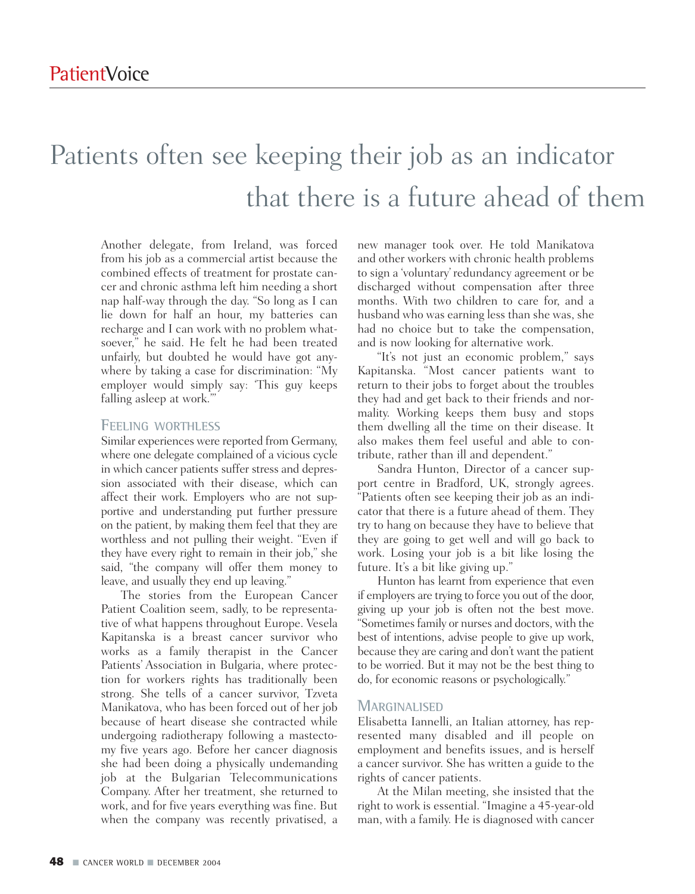# Patients often see keeping their job as an indicator that there is a future ahead of them

Another delegate, from Ireland, was forced from his job as a commercial artist because the combined effects of treatment for prostate cancer and chronic asthma left him needing a short nap half-way through the day. "So long as I can lie down for half an hour, my batteries can recharge and I can work with no problem whatsoever," he said. He felt he had been treated unfairly, but doubted he would have got anywhere by taking a case for discrimination: "My employer would simply say: 'This guy keeps falling asleep at work.'"

### Feeling worthless

Similar experiences were reported from Germany, where one delegate complained of a vicious cycle in which cancer patients suffer stress and depression associated with their disease, which can affect their work. Employers who are not supportive and understanding put further pressure on the patient, by making them feel that they are worthless and not pulling their weight. "Even if they have every right to remain in their job," she said, "the company will offer them money to leave, and usually they end up leaving."

The stories from the European Cancer Patient Coalition seem, sadly, to be representative of what happens throughout Europe. Vesela Kapitanska is a breast cancer survivor who works as a family therapist in the Cancer Patients' Association in Bulgaria, where protection for workers rights has traditionally been strong. She tells of a cancer survivor, Tzveta Manikatova, who has been forced out of her job because of heart disease she contracted while undergoing radiotherapy following a mastectomy five years ago. Before her cancer diagnosis she had been doing a physically undemanding job at the Bulgarian Telecommunications Company. After her treatment, she returned to work, and for five years everything was fine. But when the company was recently privatised, a new manager took over. He told Manikatova and other workers with chronic health problems to sign a 'voluntary' redundancy agreement or be discharged without compensation after three months. With two children to care for, and a husband who was earning less than she was, she had no choice but to take the compensation, and is now looking for alternative work.

"It's not just an economic problem," says Kapitanska. "Most cancer patients want to return to their jobs to forget about the troubles they had and get back to their friends and normality. Working keeps them busy and stops them dwelling all the time on their disease. It also makes them feel useful and able to contribute, rather than ill and dependent."

Sandra Hunton, Director of a cancer support centre in Bradford, UK, strongly agrees. "Patients often see keeping their job as an indicator that there is a future ahead of them. They try to hang on because they have to believe that they are going to get well and will go back to work. Losing your job is a bit like losing the future. It's a bit like giving up."

Hunton has learnt from experience that even if employers are trying to force you out of the door, giving up your job is often not the best move. "Sometimes family or nurses and doctors, with the best of intentions, advise people to give up work, because they are caring and don't want the patient to be worried. But it may not be the best thing to do, for economic reasons or psychologically."

### Marginalised

Elisabetta Iannelli, an Italian attorney, has represented many disabled and ill people on employment and benefits issues, and is herself a cancer survivor. She has written a guide to the rights of cancer patients.

At the Milan meeting, she insisted that the right to work is essential. "Imagine a 45-year-old man, with a family. He is diagnosed with cancer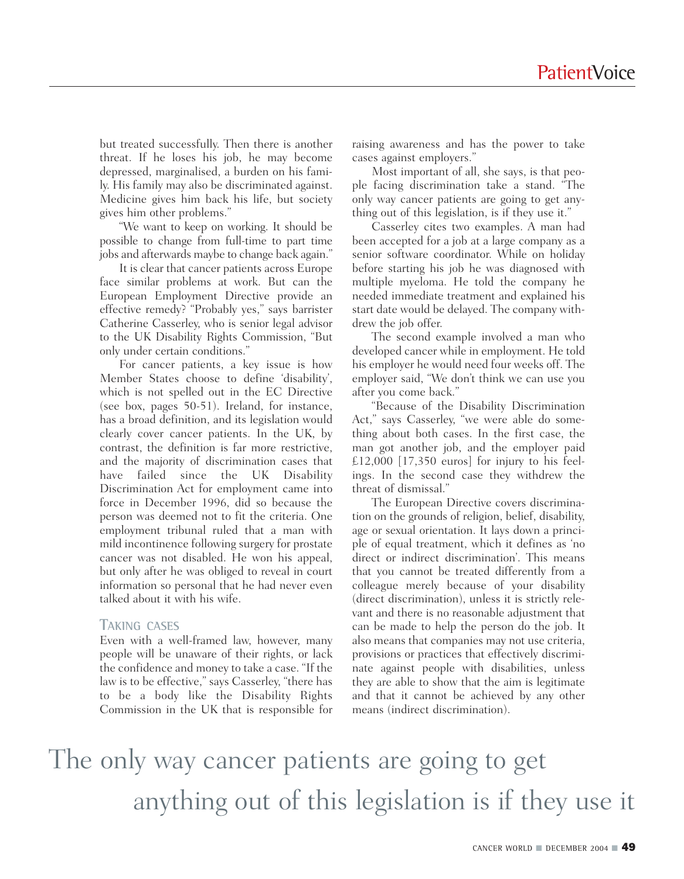but treated successfully. Then there is another threat. If he loses his job, he may become depressed, marginalised, a burden on his family. His family may also be discriminated against. Medicine gives him back his life, but society gives him other problems."

"We want to keep on working. It should be possible to change from full-time to part time jobs and afterwards maybe to change back again."

It is clear that cancer patients across Europe face similar problems at work. But can the European Employment Directive provide an effective remedy? "Probably yes," says barrister Catherine Casserley, who is senior legal advisor to the UK Disability Rights Commission, "But only under certain conditions."

For cancer patients, a key issue is how Member States choose to define 'disability', which is not spelled out in the EC Directive (see box, pages 50-51). Ireland, for instance, has a broad definition, and its legislation would clearly cover cancer patients. In the UK, by contrast, the definition is far more restrictive, and the majority of discrimination cases that have failed since the UK Disability Discrimination Act for employment came into force in December 1996, did so because the person was deemed not to fit the criteria. One employment tribunal ruled that a man with mild incontinence following surgery for prostate cancer was not disabled. He won his appeal, but only after he was obliged to reveal in court information so personal that he had never even talked about it with his wife.

## Taking cases

Even with a well-framed law, however, many people will be unaware of their rights, or lack the confidence and money to take a case. "If the law is to be effective," says Casserley, "there has to be a body like the Disability Rights Commission in the UK that is responsible for raising awareness and has the power to take cases against employers."

Most important of all, she says, is that people facing discrimination take a stand. "The only way cancer patients are going to get anything out of this legislation, is if they use it."

Casserley cites two examples. A man had been accepted for a job at a large company as a senior software coordinator. While on holiday before starting his job he was diagnosed with multiple myeloma. He told the company he needed immediate treatment and explained his start date would be delayed. The company withdrew the job offer.

The second example involved a man who developed cancer while in employment. He told his employer he would need four weeks off. The employer said, "We don't think we can use you after you come back."

"Because of the Disability Discrimination Act," says Casserley, "we were able do something about both cases. In the first case, the man got another job, and the employer paid £12,000 [17,350 euros] for injury to his feelings. In the second case they withdrew the threat of dismissal."

The European Directive covers discrimination on the grounds of religion, belief, disability, age or sexual orientation. It lays down a principle of equal treatment, which it defines as 'no direct or indirect discrimination'. This means that you cannot be treated differently from a colleague merely because of your disability (direct discrimination), unless it is strictly relevant and there is no reasonable adjustment that can be made to help the person do the job. It also means that companies may not use criteria, provisions or practices that effectively discriminate against people with disabilities, unless they are able to show that the aim is legitimate and that it cannot be achieved by any other means (indirect discrimination).

> The only way cancer patients are going to get anything out of this legislation is if they use it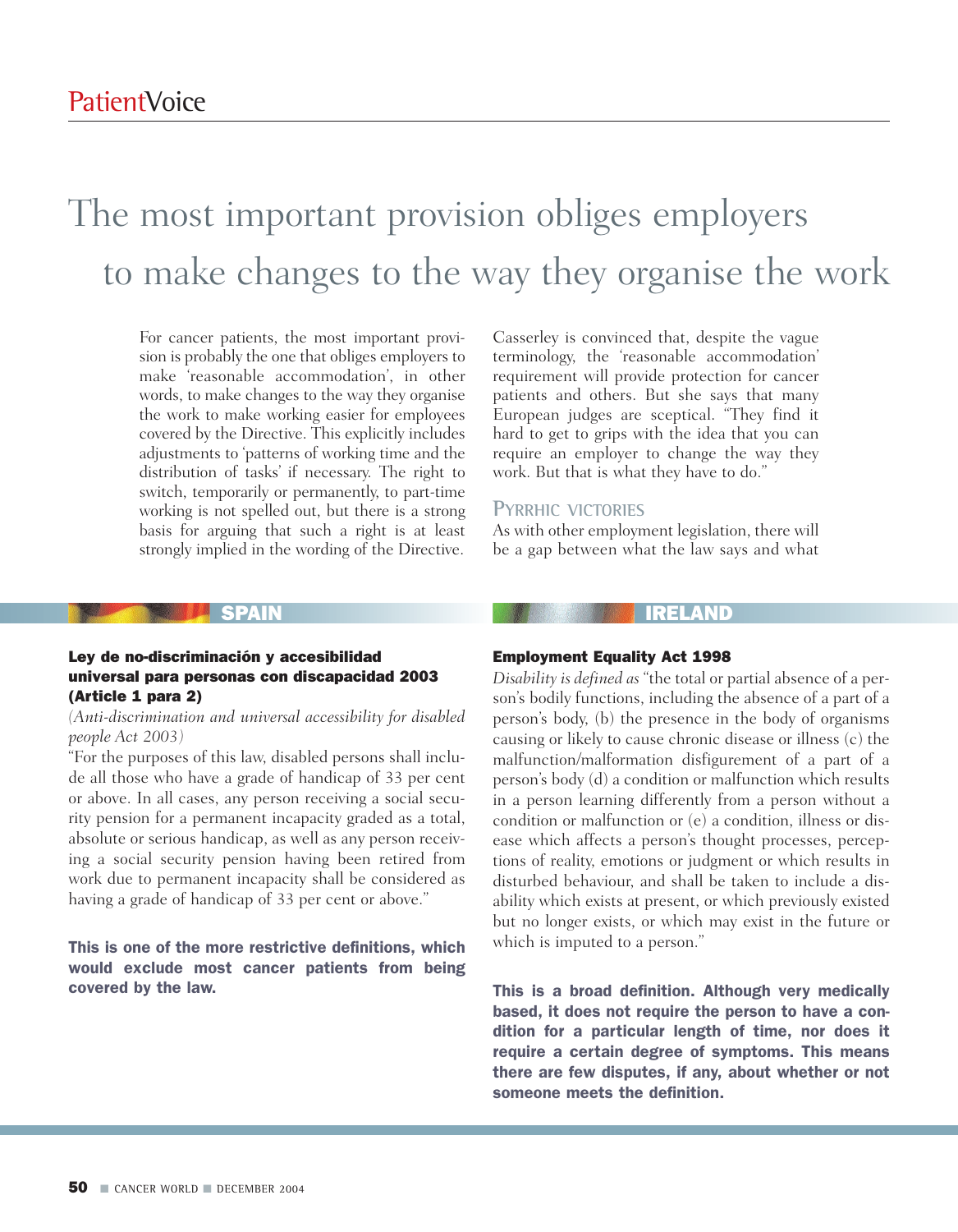# The most important provision obliges employers to make changes to the way they organise the work

For cancer patients, the most important provision is probably the one that obliges employers to make 'reasonable accommodation', in other words, to make changes to the way they organise the work to make working easier for employees covered by the Directive. This explicitly includes adjustments to 'patterns of working time and the distribution of tasks' if necessary. The right to switch, temporarily or permanently, to part-time working is not spelled out, but there is a strong basis for arguing that such a right is at least strongly implied in the wording of the Directive.

Casserley is convinced that, despite the vague terminology, the 'reasonable accommodation' requirement will provide protection for cancer patients and others. But she says that many European judges are sceptical. "They find it hard to get to grips with the idea that you can require an employer to change the way they work. But that is what they have to do."

## PYRRHIC VICTORIES

As with other employment legislation, there will be a gap between what the law says and what

---

### SPAIN

**Ley de no-discriminación y accesibilidad universal para personas con discapacidad 2003 (Article 1 para 2)**

*(Anti-discrimination and universal accessibility for disabled people Act 2003)*

"For the purposes of this law, disabled persons shall include all those who have a grade of handicap of 33 per cent or above. In all cases, any person receiving a social security pension for a permanent incapacity graded as a total, absolute or serious handicap, as well as any person receiving a social security pension having been retired from work due to permanent incapacity shall be considered as having a grade of handicap of 33 per cent or above."

**This is one of the more restrictive definitions, which would exclude most cancer patients from being covered by the law.**

---

### IRELAND

**Employment Equality Act 1998**

*Disability is defined as* "the total or partial absence of a person's bodily functions, including the absence of a part of a person's body, (b) the presence in the body of organisms causing or likely to cause chronic disease or illness (c) the malfunction/malformation disfigurement of a part of a person's body (d) a condition or malfunction which results in a person learning differently from a person without a condition or malfunction or (e) a condition, illness or disease which affects a person's thought processes, perceptions of reality, emotions or judgment or which results in disturbed behaviour, and shall be taken to include a disability which exists at present, or which previously existed but no longer exists, or which may exist in the future or which is imputed to a person."

**This is a broad definition. Although very medically based, it does not require the person to have a condition for a particular length of time, nor does it require a certain degree of symptoms. This means there are few disputes, if any, about whether or not someone meets the definition.**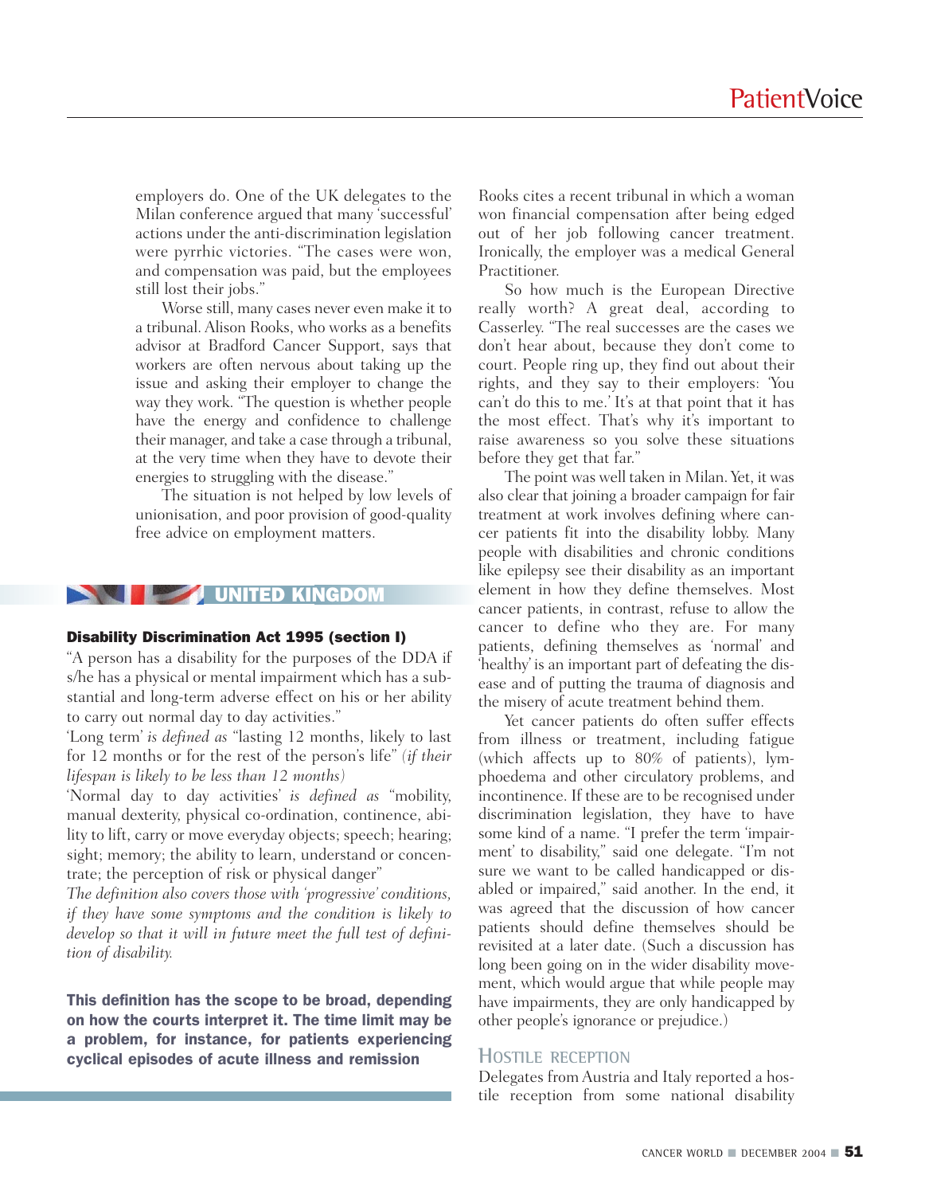employers do. One of the UK delegates to the Milan conference argued that many 'successful' actions under the anti-discrimination legislation were pyrrhic victories. "The cases were won, and compensation was paid, but the employees still lost their jobs."

Worse still, many cases never even make it to a tribunal. Alison Rooks, who works as a benefits advisor at Bradford Cancer Support, says that workers are often nervous about taking up the issue and asking their employer to change the way they work. "The question is whether people have the energy and confidence to challenge their manager, and take a case through a tribunal, at the very time when they have to devote their energies to struggling with the disease."

The situation is not helped by low levels of unionisation, and poor provision of good-quality free advice on employment matters.

## UNITED KINGDOM

**Disability Discrimination Act 1995 (section I)**

"A person has a disability for the purposes of the DDA if s/he has a physical or mental impairment which has a substantial and long-term adverse effect on his or her ability to carry out normal day to day activities."

'Long term' *is defined as* "lasting 12 months, likely to last for 12 months or for the rest of the person's life" *(if their lifespan is likely to be less than 12 months)*

'Normal day to day activities' *is defined as* "mobility, manual dexterity, physical co-ordination, continence, ability to lift, carry or move everyday objects; speech; hearing; sight; memory; the ability to learn, understand or concentrate; the perception of risk or physical danger"

*The definition also covers those with 'progressive' conditions, if they have some symptoms and the condition is likely to develop so that it will in future meet the full test of definition of disability.*

**This definition has the scope to be broad, depending on how the courts interpret it. The time limit may be a problem, for instance, for patients experiencing cyclical episodes of acute illness and remission**

Rooks cites a recent tribunal in which a woman won financial compensation after being edged out of her job following cancer treatment. Ironically, the employer was a medical General Practitioner.

So how much is the European Directive really worth? A great deal, according to Casserley. "The real successes are the cases we don't hear about, because they don't come to court. People ring up, they find out about their rights, and they say to their employers: 'You can't do this to me.' It's at that point that it has the most effect. That's why it's important to raise awareness so you solve these situations before they get that far."

The point was well taken in Milan. Yet, it was also clear that joining a broader campaign for fair treatment at work involves defining where cancer patients fit into the disability lobby. Many people with disabilities and chronic conditions like epilepsy see their disability as an important element in how they define themselves. Most cancer patients, in contrast, refuse to allow the cancer to define who they are. For many patients, defining themselves as 'normal' and 'healthy' is an important part of defeating the disease and of putting the trauma of diagnosis and the misery of acute treatment behind them.

Yet cancer patients do often suffer effects from illness or treatment, including fatigue (which affects up to 80% of patients), lymphoedema and other circulatory problems, and incontinence. If these are to be recognised under discrimination legislation, they have to have some kind of a name. "I prefer the term 'impairment' to disability," said one delegate. "I'm not sure we want to be called handicapped or disabled or impaired," said another. In the end, it was agreed that the discussion of how cancer patients should define themselves should be revisited at a later date. (Such a discussion has long been going on in the wider disability movement, which would argue that while people may have impairments, they are only handicapped by other people's ignorance or prejudice.)

## Hostile reception

Delegates from Austria and Italy reported a hostile reception from some national disability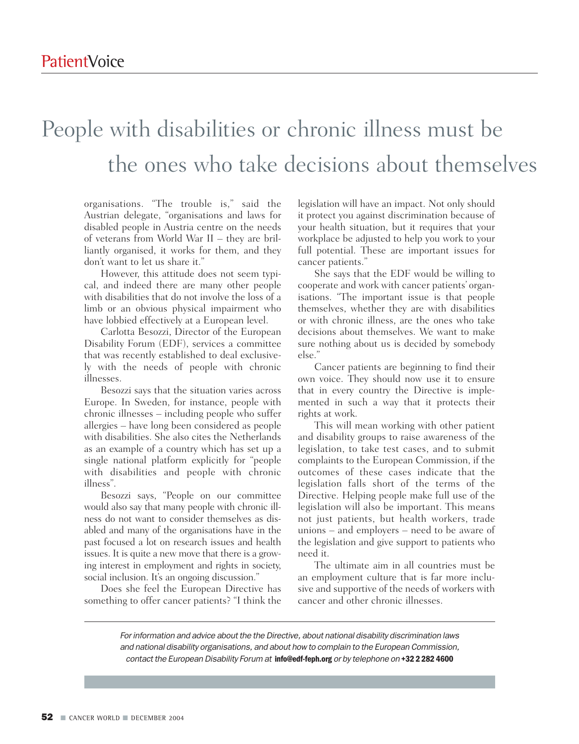# People with disabilities or chronic illness must be the ones who take decisions about themselves

organisations. "The trouble is," said the Austrian delegate, "organisations and laws for disabled people in Austria centre on the needs of veterans from World War II – they are brilliantly organised, it works for them, and they don't want to let us share it."

However, this attitude does not seem typical, and indeed there are many other people with disabilities that do not involve the loss of a limb or an obvious physical impairment who have lobbied effectively at a European level.

Carlotta Besozzi, Director of the European Disability Forum (EDF), services a committee that was recently established to deal exclusively with the needs of people with chronic illnesses.

Besozzi says that the situation varies across Europe. In Sweden, for instance, people with chronic illnesses – including people who suffer allergies – have long been considered as people with disabilities. She also cites the Netherlands as an example of a country which has set up a single national platform explicitly for "people with disabilities and people with chronic illness".

Besozzi says, "People on our committee would also say that many people with chronic illness do not want to consider themselves as disabled and many of the organisations have in the past focused a lot on research issues and health issues. It is quite a new move that there is a growing interest in employment and rights in society, social inclusion. It's an ongoing discussion."

Does she feel the European Directive has something to offer cancer patients? "I think the legislation will have an impact. Not only should it protect you against discrimination because of your health situation, but it requires that your workplace be adjusted to help you work to your full potential. These are important issues for cancer patients."

She says that the EDF would be willing to cooperate and work with cancer patients' organisations. "The important issue is that people themselves, whether they are with disabilities or with chronic illness, are the ones who take decisions about themselves. We want to make sure nothing about us is decided by somebody else."

Cancer patients are beginning to find their own voice. They should now use it to ensure that in every country the Directive is implemented in such a way that it protects their rights at work.

This will mean working with other patient and disability groups to raise awareness of the legislation, to take test cases, and to submit complaints to the European Commission, if the outcomes of these cases indicate that the legislation falls short of the terms of the Directive. Helping people make full use of the legislation will also be important. This means not just patients, but health workers, trade unions – and employers – need to be aware of the legislation and give support to patients who need it.

The ultimate aim in all countries must be an employment culture that is far more inclusive and supportive of the needs of workers with cancer and other chronic illnesses.

---

*For information and advice about the the Directive, about national disability discrimination laws and national disability organisations, and about how to complain to the European Commission, contact the European Disability Forum at* **info@edf-feph.org** *or by telephone on* **+32 2 282 4600**